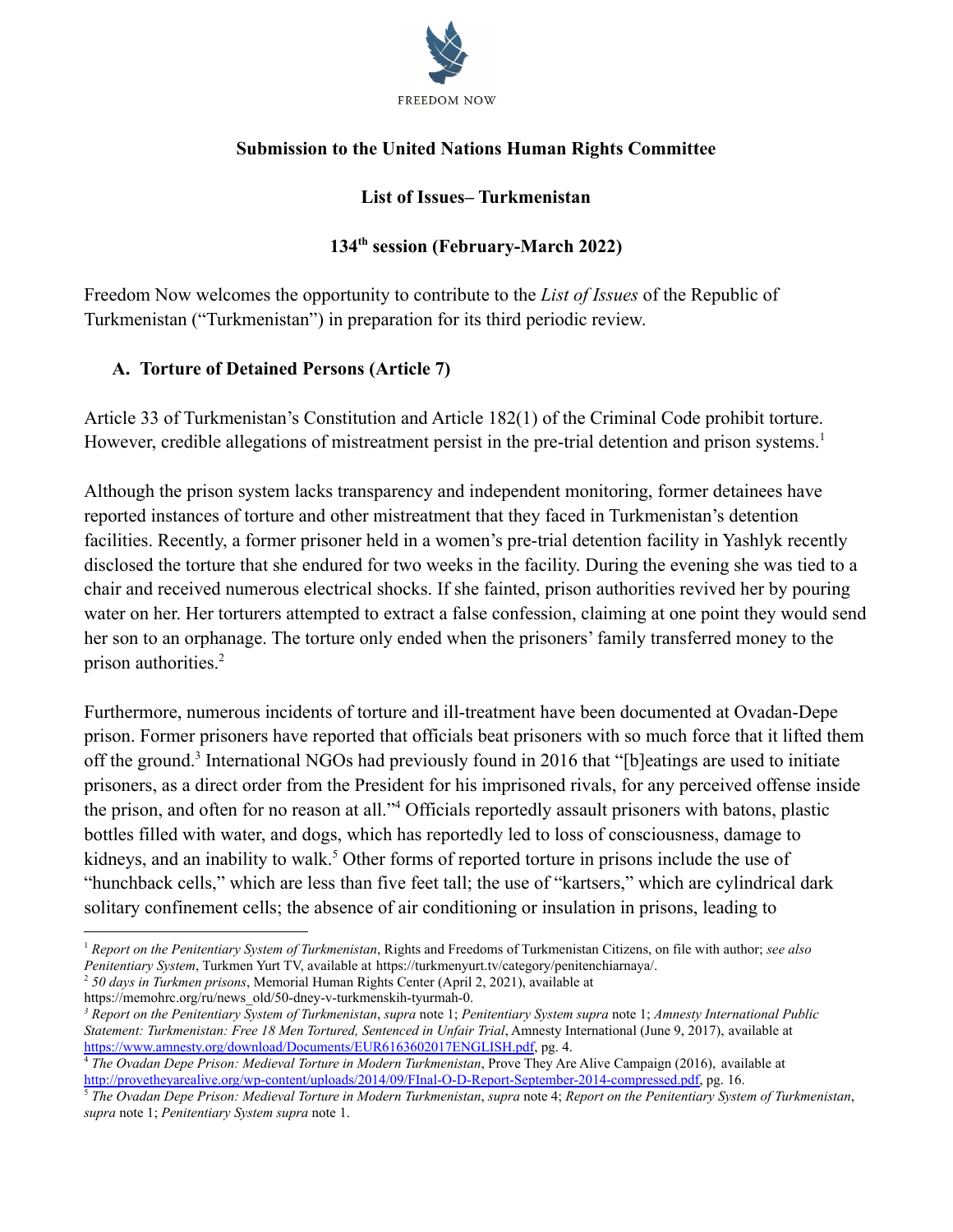FREEDOM NOW

**Submission to the United Nations Human Rights Committee**

**List of Issues– Turkmenistan**

**134th session (February-March 2022)**

Freedom Now welcomes the opportunity to contribute to the *List of Issues* of the Republic of Turkmenistan ("Turkmenistan") in preparation for its third periodic review.

## A. Torture of Detained Persons (Article 7)

Article 33 of Turkmenistan's Constitution and Article 182(1) of the Criminal Code prohibit torture. However, credible allegations of mistreatment persist in the pre-trial detention and prison systems.[1]

Although the prison system lacks transparency and independent monitoring, former detainees have reported instances of torture and other mistreatment that they faced in Turkmenistan's detention facilities. Recently, a former prisoner held in a women's pre-trial detention facility in Yashlyk recently disclosed the torture that she endured for two weeks in the facility. During the evening she was tied to a chair and received numerous electrical shocks. If she fainted, prison authorities revived her by pouring water on her. Her torturers attempted to extract a false confession, claiming at one point they would send her son to an orphanage. The torture only ended when the prisoners' family transferred money to the prison authorities.[2]

Furthermore, numerous incidents of torture and ill-treatment have been documented at Ovadan-Depe prison. Former prisoners have reported that officials beat prisoners with so much force that it lifted them off the ground.[3] International NGOs had previously found in 2016 that "[b]eatings are used to initiate prisoners, as a direct order from the President for his imprisoned rivals, for any perceived offense inside the prison, and often for no reason at all."[4] Officials reportedly assault prisoners with batons, plastic bottles filled with water, and dogs, which has reportedly led to loss of consciousness, damage to kidneys, and an inability to walk.[5] Other forms of reported torture in prisons include the use of "hunchback cells," which are less than five feet tall; the use of "kartsers," which are cylindrical dark solitary confinement cells; the absence of air conditioning or insulation in prisons, leading to

---

[1] *Report on the Penitentiary System of Turkmenistan*, Rights and Freedoms of Turkmenistan Citizens, on file with author; *see also Penitentiary System*, Turkmen Yurt TV, available at https://turkmenyurt.tv/category/penitenchiarnaya/.

[2] *50 days in Turkmen prisons*, Memorial Human Rights Center (April 2, 2021), available at https://memohrc.org/ru/news_old/50-dney-v-turkmenskih-tyurmah-0.

[3] *Report on the Penitentiary System of Turkmenistan*, *supra* note 1; *Penitentiary System supra* note 1; *Amnesty International Public Statement: Turkmenistan: Free 18 Men Tortured, Sentenced in Unfair Trial*, Amnesty International (June 9, 2017), available at https://www.amnesty.org/download/Documents/EUR6163602017ENGLISH.pdf, pg. 4.

[4] *The Ovadan Depe Prison: Medieval Torture in Modern Turkmenistan*, Prove They Are Alive Campaign (2016), available at http://provetheyarealive.org/wp-content/uploads/2014/09/FInal-O-D-Report-September-2014-compressed.pdf, pg. 16.

[5] *The Ovadan Depe Prison: Medieval Torture in Modern Turkmenistan*, *supra* note 4; *Report on the Penitentiary System of Turkmenistan*, *supra* note 1; *Penitentiary System supra* note 1.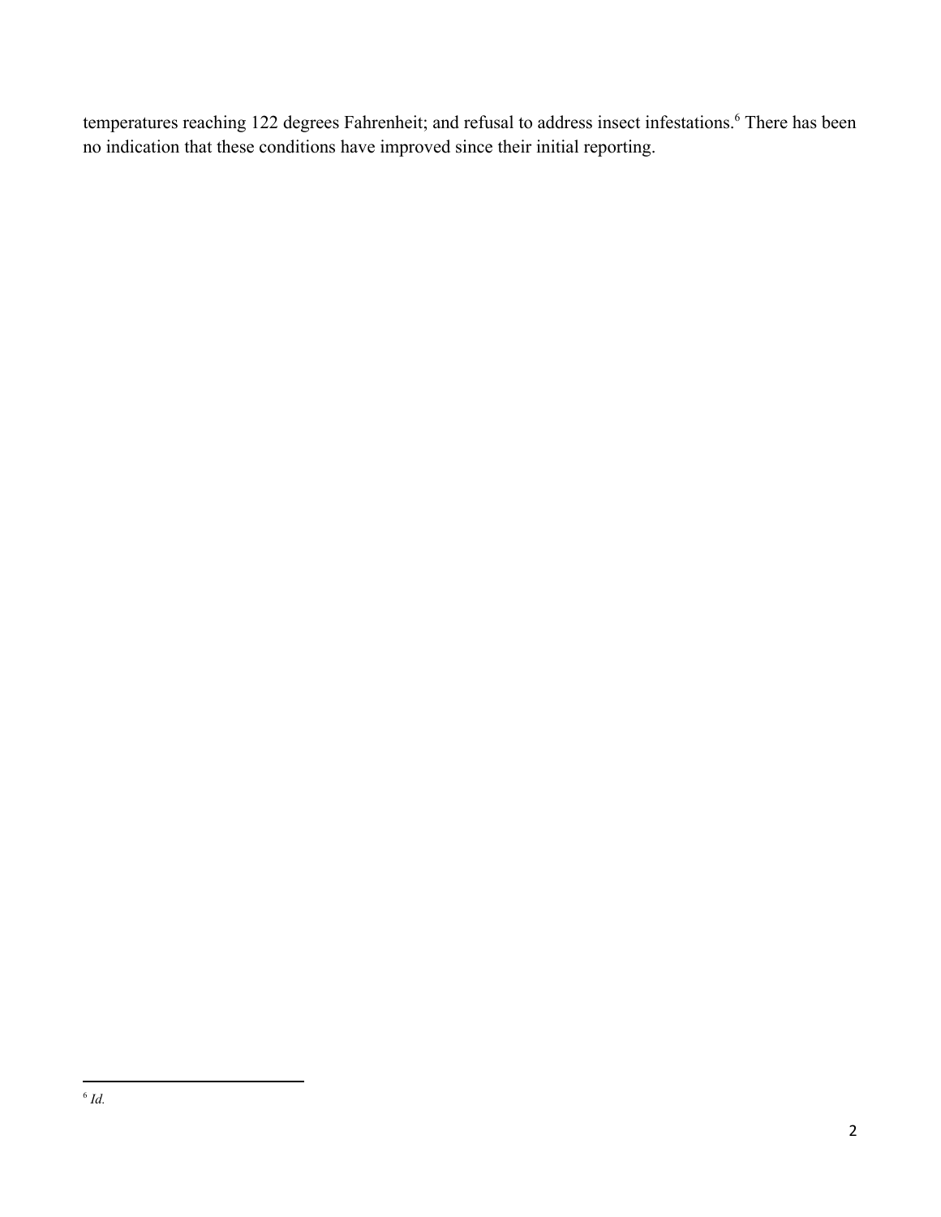temperatures reaching 122 degrees Fahrenheit; and refusal to address insect infestations.[6] There has been no indication that these conditions have improved since their initial reporting.

---

[6] *Id.*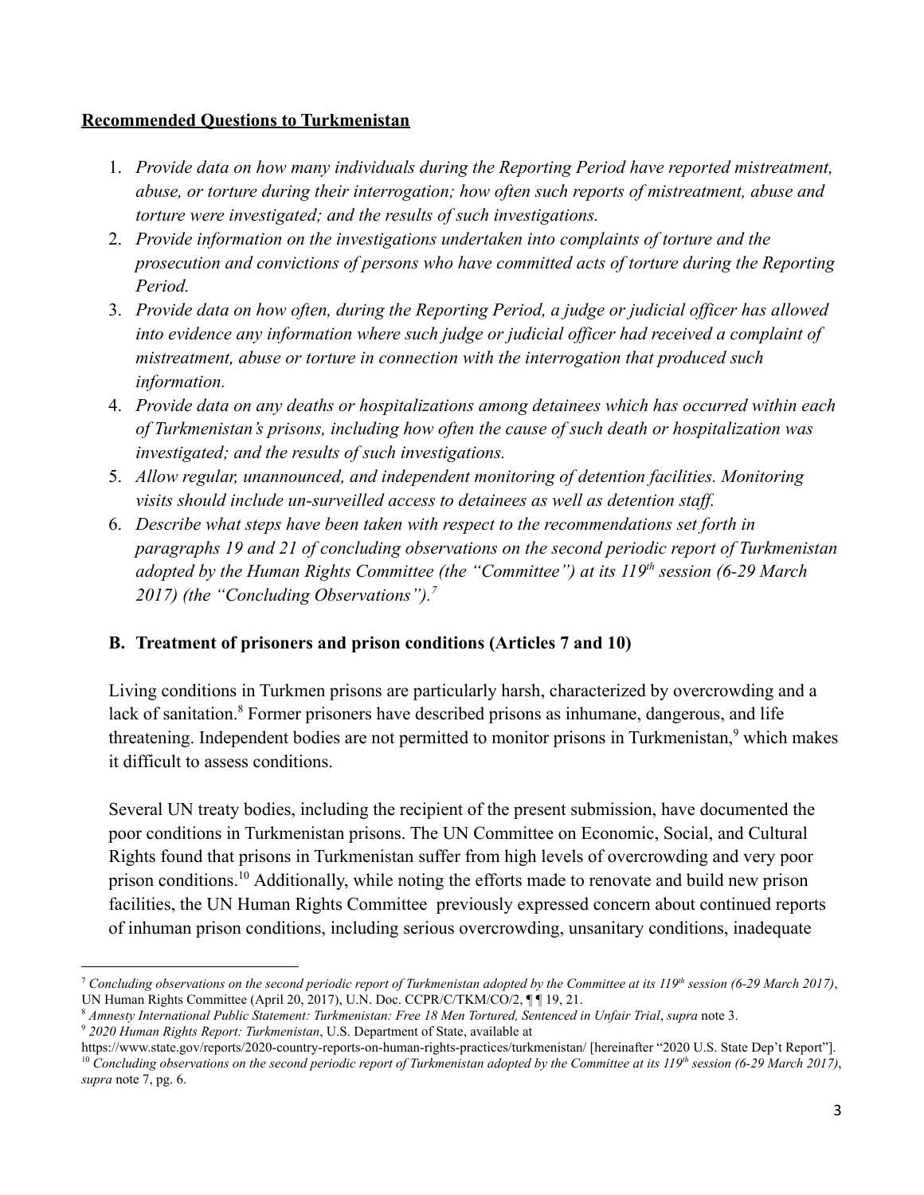**Recommended Questions to Turkmenistan**

1. *Provide data on how many individuals during the Reporting Period have reported mistreatment, abuse, or torture during their interrogation; how often such reports of mistreatment, abuse and torture were investigated; and the results of such investigations.*
2. *Provide information on the investigations undertaken into complaints of torture and the prosecution and convictions of persons who have committed acts of torture during the Reporting Period.*
3. *Provide data on how often, during the Reporting Period, a judge or judicial officer has allowed into evidence any information where such judge or judicial officer had received a complaint of mistreatment, abuse or torture in connection with the interrogation that produced such information.*
4. *Provide data on any deaths or hospitalizations among detainees which has occurred within each of Turkmenistan's prisons, including how often the cause of such death or hospitalization was investigated; and the results of such investigations.*
5. *Allow regular, unannounced, and independent monitoring of detention facilities. Monitoring visits should include un-surveilled access to detainees as well as detention staff.*
6. *Describe what steps have been taken with respect to the recommendations set forth in paragraphs 19 and 21 of concluding observations on the second periodic report of Turkmenistan adopted by the Human Rights Committee (the "Committee") at its 119th session (6-29 March 2017) (the "Concluding Observations").*[7]

## B. Treatment of prisoners and prison conditions (Articles 7 and 10)

Living conditions in Turkmen prisons are particularly harsh, characterized by overcrowding and a lack of sanitation.[8] Former prisoners have described prisons as inhumane, dangerous, and life threatening. Independent bodies are not permitted to monitor prisons in Turkmenistan,[9] which makes it difficult to assess conditions.

Several UN treaty bodies, including the recipient of the present submission, have documented the poor conditions in Turkmenistan prisons. The UN Committee on Economic, Social, and Cultural Rights found that prisons in Turkmenistan suffer from high levels of overcrowding and very poor prison conditions.[10] Additionally, while noting the efforts made to renovate and build new prison facilities, the UN Human Rights Committee previously expressed concern about continued reports of inhuman prison conditions, including serious overcrowding, unsanitary conditions, inadequate

---

[7] *Concluding observations on the second periodic report of Turkmenistan adopted by the Committee at its 119th session (6-29 March 2017)*, UN Human Rights Committee (April 20, 2017), U.N. Doc. CCPR/C/TKM/CO/2, ¶ ¶ 19, 21.

[8] *Amnesty International Public Statement: Turkmenistan: Free 18 Men Tortured, Sentenced in Unfair Trial*, *supra* note 3.

[9] *2020 Human Rights Report: Turkmenistan*, U.S. Department of State, available at https://www.state.gov/reports/2020-country-reports-on-human-rights-practices/turkmenistan/ [hereinafter "2020 U.S. State Dep't Report"].

[10] *Concluding observations on the second periodic report of Turkmenistan adopted by the Committee at its 119th session (6-29 March 2017)*, *supra* note 7, pg. 6.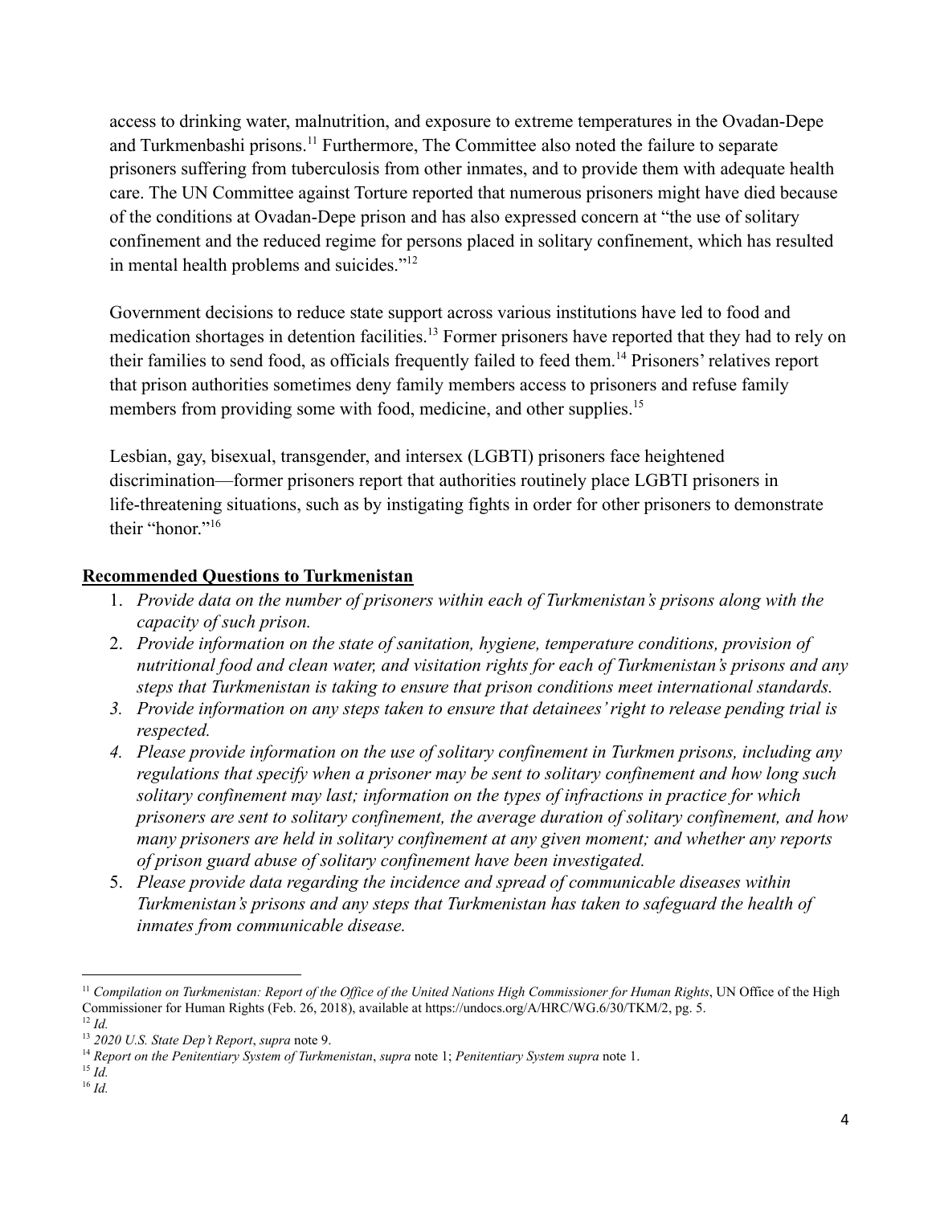access to drinking water, malnutrition, and exposure to extreme temperatures in the Ovadan-Depe and Turkmenbashi prisons.[11] Furthermore, The Committee also noted the failure to separate prisoners suffering from tuberculosis from other inmates, and to provide them with adequate health care. The UN Committee against Torture reported that numerous prisoners might have died because of the conditions at Ovadan-Depe prison and has also expressed concern at "the use of solitary confinement and the reduced regime for persons placed in solitary confinement, which has resulted in mental health problems and suicides."[12]

Government decisions to reduce state support across various institutions have led to food and medication shortages in detention facilities.[13] Former prisoners have reported that they had to rely on their families to send food, as officials frequently failed to feed them.[14] Prisoners' relatives report that prison authorities sometimes deny family members access to prisoners and refuse family members from providing some with food, medicine, and other supplies.[15]

Lesbian, gay, bisexual, transgender, and intersex (LGBTI) prisoners face heightened discrimination—former prisoners report that authorities routinely place LGBTI prisoners in life-threatening situations, such as by instigating fights in order for other prisoners to demonstrate their "honor."[16]

**Recommended Questions to Turkmenistan**

1. *Provide data on the number of prisoners within each of Turkmenistan's prisons along with the capacity of such prison.*
2. *Provide information on the state of sanitation, hygiene, temperature conditions, provision of nutritional food and clean water, and visitation rights for each of Turkmenistan's prisons and any steps that Turkmenistan is taking to ensure that prison conditions meet international standards.*
3. *Provide information on any steps taken to ensure that detainees' right to release pending trial is respected.*
4. *Please provide information on the use of solitary confinement in Turkmen prisons, including any regulations that specify when a prisoner may be sent to solitary confinement and how long such solitary confinement may last; information on the types of infractions in practice for which prisoners are sent to solitary confinement, the average duration of solitary confinement, and how many prisoners are held in solitary confinement at any given moment; and whether any reports of prison guard abuse of solitary confinement have been investigated.*
5. *Please provide data regarding the incidence and spread of communicable diseases within Turkmenistan's prisons and any steps that Turkmenistan has taken to safeguard the health of inmates from communicable disease.*

---

[11] *Compilation on Turkmenistan: Report of the Office of the United Nations High Commissioner for Human Rights*, UN Office of the High Commissioner for Human Rights (Feb. 26, 2018), available at https://undocs.org/A/HRC/WG.6/30/TKM/2, pg. 5.
[12] *Id.*
[13] *2020 U.S. State Dep't Report*, *supra* note 9.
[14] *Report on the Penitentiary System of Turkmenistan*, *supra* note 1; *Penitentiary System supra* note 1.
[15] *Id.*
[16] *Id.*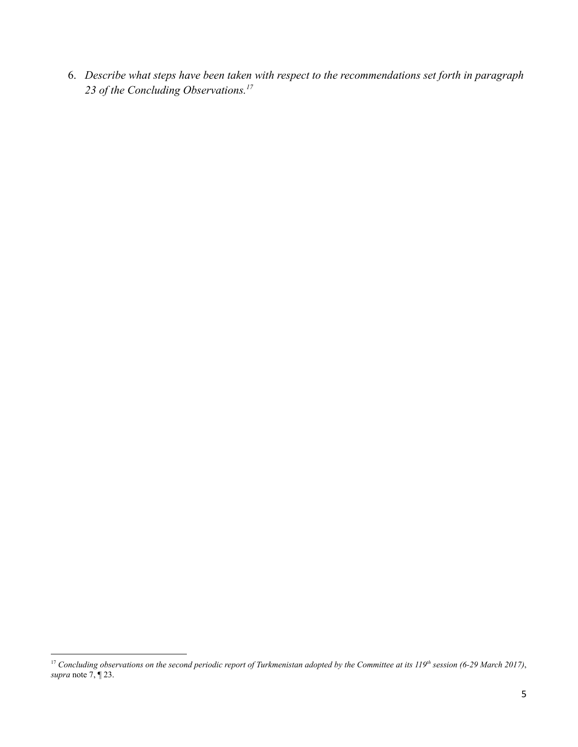6. *Describe what steps have been taken with respect to the recommendations set forth in paragraph 23 of the Concluding Observations.*[17]

---

[17] *Concluding observations on the second periodic report of Turkmenistan adopted by the Committee at its 119th session (6-29 March 2017)*, *supra* note 7, ¶ 23.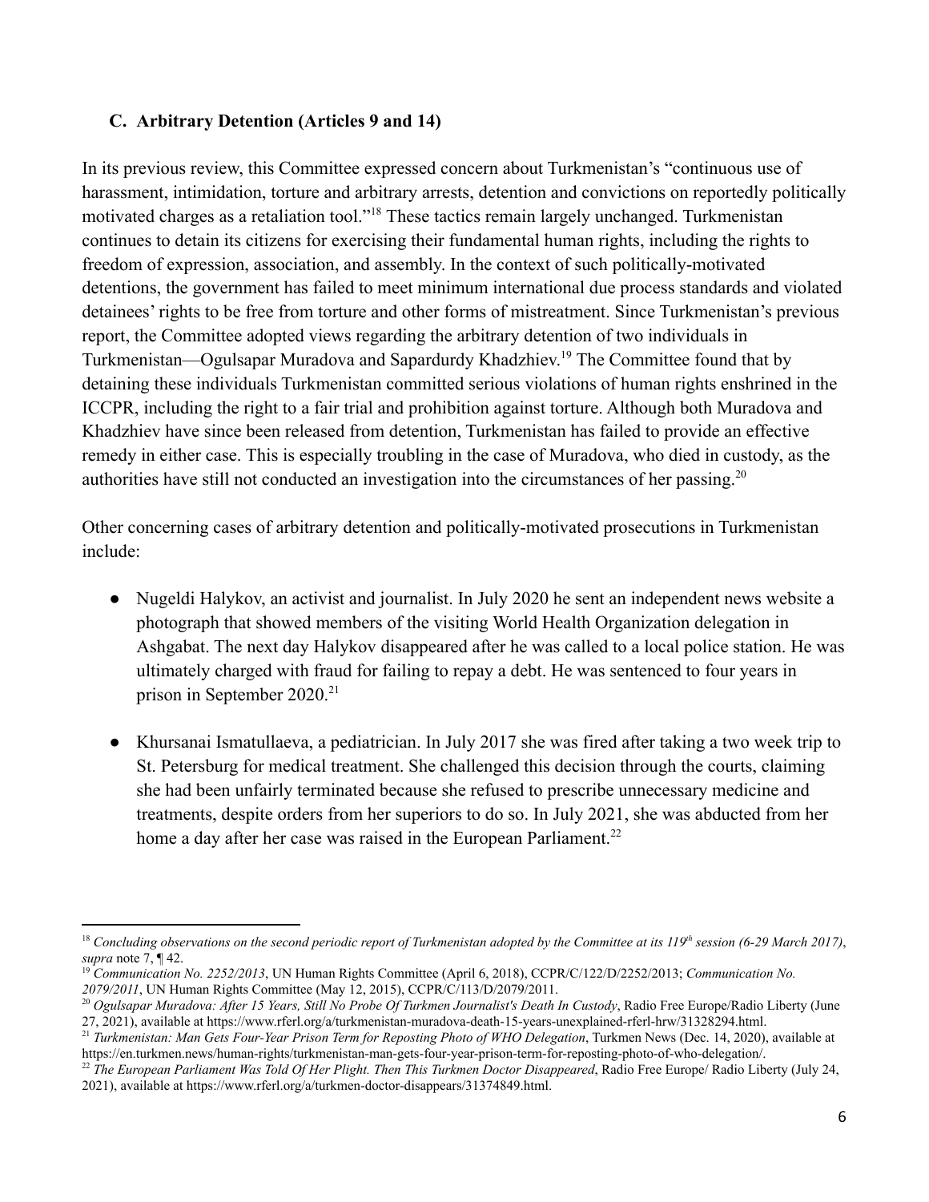### C. Arbitrary Detention (Articles 9 and 14)

In its previous review, this Committee expressed concern about Turkmenistan's "continuous use of harassment, intimidation, torture and arbitrary arrests, detention and convictions on reportedly politically motivated charges as a retaliation tool."[18] These tactics remain largely unchanged. Turkmenistan continues to detain its citizens for exercising their fundamental human rights, including the rights to freedom of expression, association, and assembly. In the context of such politically-motivated detentions, the government has failed to meet minimum international due process standards and violated detainees' rights to be free from torture and other forms of mistreatment. Since Turkmenistan's previous report, the Committee adopted views regarding the arbitrary detention of two individuals in Turkmenistan—Ogulsapar Muradova and Sapardurdy Khadzhiev.[19] The Committee found that by detaining these individuals Turkmenistan committed serious violations of human rights enshrined in the ICCPR, including the right to a fair trial and prohibition against torture. Although both Muradova and Khadzhiev have since been released from detention, Turkmenistan has failed to provide an effective remedy in either case. This is especially troubling in the case of Muradova, who died in custody, as the authorities have still not conducted an investigation into the circumstances of her passing.[20]

Other concerning cases of arbitrary detention and politically-motivated prosecutions in Turkmenistan include:

- Nugeldi Halykov, an activist and journalist. In July 2020 he sent an independent news website a photograph that showed members of the visiting World Health Organization delegation in Ashgabat. The next day Halykov disappeared after he was called to a local police station. He was ultimately charged with fraud for failing to repay a debt. He was sentenced to four years in prison in September 2020.[21]

- Khursanai Ismatullaeva, a pediatrician. In July 2017 she was fired after taking a two week trip to St. Petersburg for medical treatment. She challenged this decision through the courts, claiming she had been unfairly terminated because she refused to prescribe unnecessary medicine and treatments, despite orders from her superiors to do so. In July 2021, she was abducted from her home a day after her case was raised in the European Parliament.[22]

---

[18] *Concluding observations on the second periodic report of Turkmenistan adopted by the Committee at its 119th session (6-29 March 2017)*, *supra* note 7, ¶ 42.

[19] *Communication No. 2252/2013*, UN Human Rights Committee (April 6, 2018), CCPR/C/122/D/2252/2013; *Communication No. 2079/2011*, UN Human Rights Committee (May 12, 2015), CCPR/C/113/D/2079/2011.

[20] *Ogulsapar Muradova: After 15 Years, Still No Probe Of Turkmen Journalist's Death In Custody*, Radio Free Europe/Radio Liberty (June 27, 2021), available at https://www.rferl.org/a/turkmenistan-muradova-death-15-years-unexplained-rferl-hrw/31328294.html.

[21] *Turkmenistan: Man Gets Four-Year Prison Term for Reposting Photo of WHO Delegation*, Turkmen News (Dec. 14, 2020), available at https://en.turkmen.news/human-rights/turkmenistan-man-gets-four-year-prison-term-for-reposting-photo-of-who-delegation/.

[22] *The European Parliament Was Told Of Her Plight. Then This Turkmen Doctor Disappeared*, Radio Free Europe/ Radio Liberty (July 24, 2021), available at https://www.rferl.org/a/turkmen-doctor-disappears/31374849.html.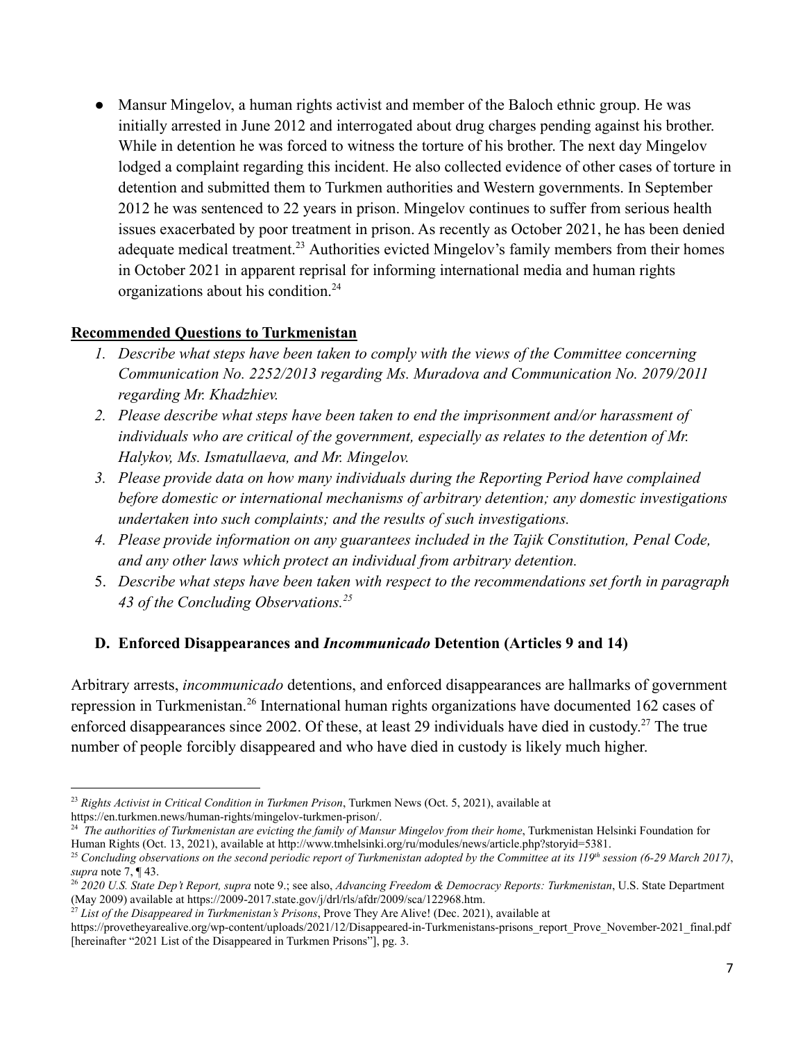- Mansur Mingelov, a human rights activist and member of the Baloch ethnic group. He was initially arrested in June 2012 and interrogated about drug charges pending against his brother. While in detention he was forced to witness the torture of his brother. The next day Mingelov lodged a complaint regarding this incident. He also collected evidence of other cases of torture in detention and submitted them to Turkmen authorities and Western governments. In September 2012 he was sentenced to 22 years in prison. Mingelov continues to suffer from serious health issues exacerbated by poor treatment in prison. As recently as October 2021, he has been denied adequate medical treatment.[23] Authorities evicted Mingelov's family members from their homes in October 2021 in apparent reprisal for informing international media and human rights organizations about his condition.[24]

**Recommended Questions to Turkmenistan**

1. *Describe what steps have been taken to comply with the views of the Committee concerning Communication No. 2252/2013 regarding Ms. Muradova and Communication No. 2079/2011 regarding Mr. Khadzhiev.*
2. *Please describe what steps have been taken to end the imprisonment and/or harassment of individuals who are critical of the government, especially as relates to the detention of Mr. Halykov, Ms. Ismatullaeva, and Mr. Mingelov.*
3. *Please provide data on how many individuals during the Reporting Period have complained before domestic or international mechanisms of arbitrary detention; any domestic investigations undertaken into such complaints; and the results of such investigations.*
4. *Please provide information on any guarantees included in the Tajik Constitution, Penal Code, and any other laws which protect an individual from arbitrary detention.*
5. *Describe what steps have been taken with respect to the recommendations set forth in paragraph 43 of the Concluding Observations.[25]*

### D. Enforced Disappearances and *Incommunicado* Detention (Articles 9 and 14)

Arbitrary arrests, *incommunicado* detentions, and enforced disappearances are hallmarks of government repression in Turkmenistan.[26] International human rights organizations have documented 162 cases of enforced disappearances since 2002. Of these, at least 29 individuals have died in custody.[27] The true number of people forcibly disappeared and who have died in custody is likely much higher.

---

[23] *Rights Activist in Critical Condition in Turkmen Prison*, Turkmen News (Oct. 5, 2021), available at https://en.turkmen.news/human-rights/mingelov-turkmen-prison/.

[24] *The authorities of Turkmenistan are evicting the family of Mansur Mingelov from their home*, Turkmenistan Helsinki Foundation for Human Rights (Oct. 13, 2021), available at http://www.tmhelsinki.org/ru/modules/news/article.php?storyid=5381.

[25] *Concluding observations on the second periodic report of Turkmenistan adopted by the Committee at its 119th session (6-29 March 2017)*, *supra* note 7, ¶ 43.

[26] *2020 U.S. State Dep't Report, supra* note 9.; see also, *Advancing Freedom & Democracy Reports: Turkmenistan*, U.S. State Department (May 2009) available at https://2009-2017.state.gov/j/drl/rls/afdr/2009/sca/122968.htm.

[27] *List of the Disappeared in Turkmenistan's Prisons*, Prove They Are Alive! (Dec. 2021), available at https://provetheyarealive.org/wp-content/uploads/2021/12/Disappeared-in-Turkmenistans-prisons_report_Prove_November-2021_final.pdf [hereinafter "2021 List of the Disappeared in Turkmen Prisons"], pg. 3.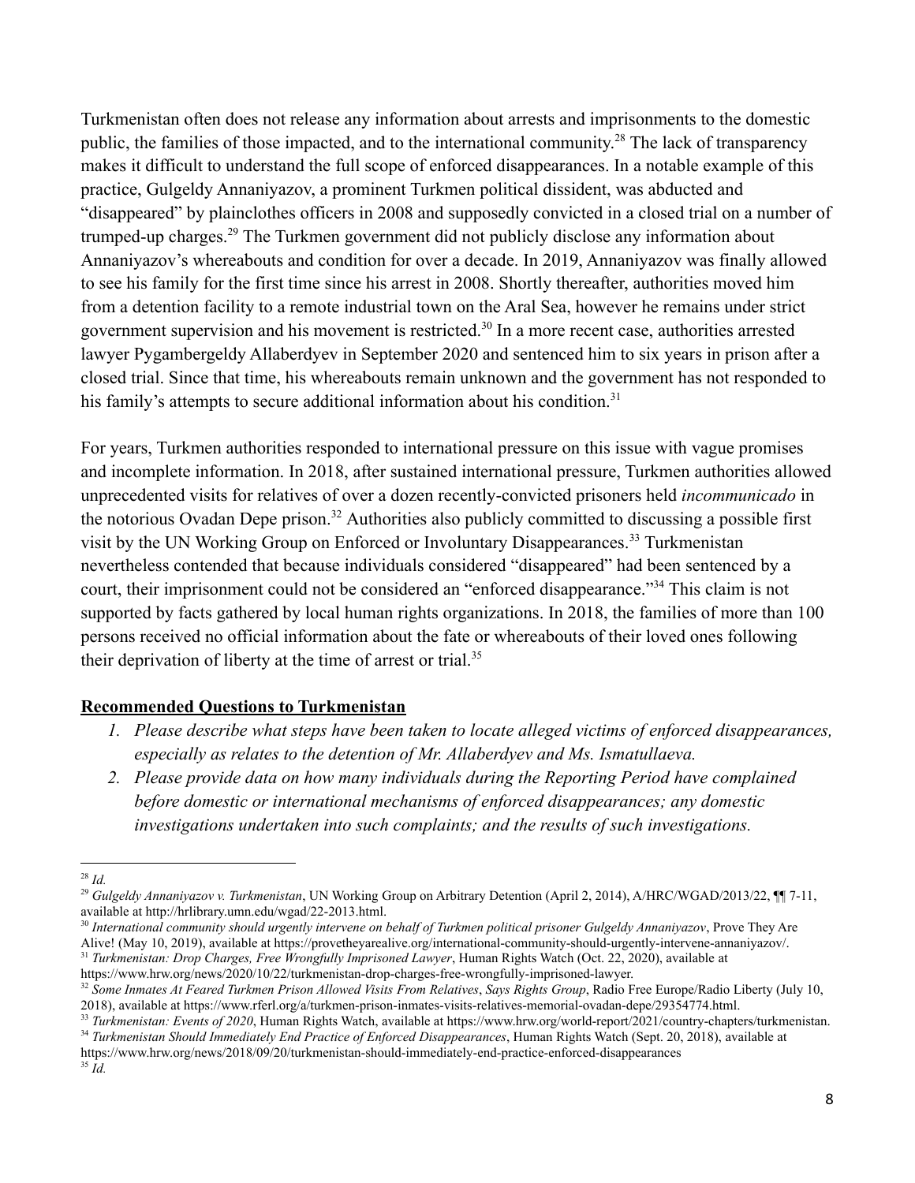Turkmenistan often does not release any information about arrests and imprisonments to the domestic public, the families of those impacted, and to the international community.[28] The lack of transparency makes it difficult to understand the full scope of enforced disappearances. In a notable example of this practice, Gulgeldy Annaniyazov, a prominent Turkmen political dissident, was abducted and "disappeared" by plainclothes officers in 2008 and supposedly convicted in a closed trial on a number of trumped-up charges.[29] The Turkmen government did not publicly disclose any information about Annaniyazov's whereabouts and condition for over a decade. In 2019, Annaniyazov was finally allowed to see his family for the first time since his arrest in 2008. Shortly thereafter, authorities moved him from a detention facility to a remote industrial town on the Aral Sea, however he remains under strict government supervision and his movement is restricted.[30] In a more recent case, authorities arrested lawyer Pygambergeldy Allaberdyev in September 2020 and sentenced him to six years in prison after a closed trial. Since that time, his whereabouts remain unknown and the government has not responded to his family's attempts to secure additional information about his condition.[31]

For years, Turkmen authorities responded to international pressure on this issue with vague promises and incomplete information. In 2018, after sustained international pressure, Turkmen authorities allowed unprecedented visits for relatives of over a dozen recently-convicted prisoners held *incommunicado* in the notorious Ovadan Depe prison.[32] Authorities also publicly committed to discussing a possible first visit by the UN Working Group on Enforced or Involuntary Disappearances.[33] Turkmenistan nevertheless contended that because individuals considered "disappeared" had been sentenced by a court, their imprisonment could not be considered an "enforced disappearance."[34] This claim is not supported by facts gathered by local human rights organizations. In 2018, the families of more than 100 persons received no official information about the fate or whereabouts of their loved ones following their deprivation of liberty at the time of arrest or trial.[35]

**Recommended Questions to Turkmenistan**

1. *Please describe what steps have been taken to locate alleged victims of enforced disappearances, especially as relates to the detention of Mr. Allaberdyev and Ms. Ismatullaeva.*
2. *Please provide data on how many individuals during the Reporting Period have complained before domestic or international mechanisms of enforced disappearances; any domestic investigations undertaken into such complaints; and the results of such investigations.*

---

[28] *Id.*

[29] *Gulgeldy Annaniyazov v. Turkmenistan*, UN Working Group on Arbitrary Detention (April 2, 2014), A/HRC/WGAD/2013/22, ¶¶ 7-11, available at http://hrlibrary.umn.edu/wgad/22-2013.html.

[30] *International community should urgently intervene on behalf of Turkmen political prisoner Gulgeldy Annaniyazov*, Prove They Are Alive! (May 10, 2019), available at https://provetheyarealive.org/international-community-should-urgently-intervene-annaniyazov/.

[31] *Turkmenistan: Drop Charges, Free Wrongfully Imprisoned Lawyer*, Human Rights Watch (Oct. 22, 2020), available at https://www.hrw.org/news/2020/10/22/turkmenistan-drop-charges-free-wrongfully-imprisoned-lawyer.

[32] *Some Inmates At Feared Turkmen Prison Allowed Visits From Relatives*, *Says Rights Group*, Radio Free Europe/Radio Liberty (July 10, 2018), available at https://www.rferl.org/a/turkmen-prison-inmates-visits-relatives-memorial-ovadan-depe/29354774.html.

[33] *Turkmenistan: Events of 2020*, Human Rights Watch, available at https://www.hrw.org/world-report/2021/country-chapters/turkmenistan.

[34] *Turkmenistan Should Immediately End Practice of Enforced Disappearances*, Human Rights Watch (Sept. 20, 2018), available at https://www.hrw.org/news/2018/09/20/turkmenistan-should-immediately-end-practice-enforced-disappearances

[35] *Id.*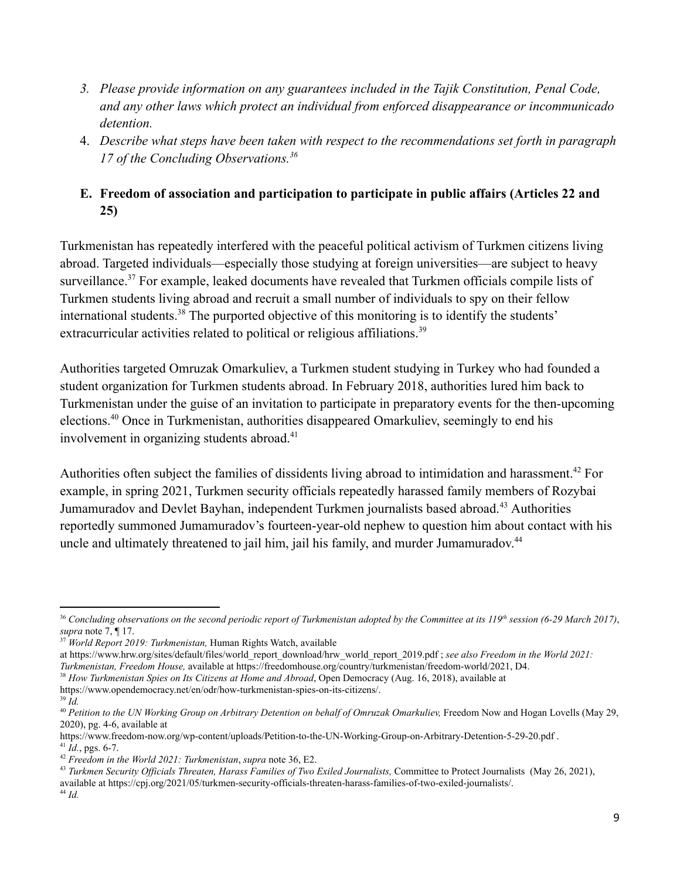3. *Please provide information on any guarantees included in the Tajik Constitution, Penal Code, and any other laws which protect an individual from enforced disappearance or incommunicado detention.*
4. *Describe what steps have been taken with respect to the recommendations set forth in paragraph 17 of the Concluding Observations.*[36]

**E. Freedom of association and participation to participate in public affairs (Articles 22 and 25)**

Turkmenistan has repeatedly interfered with the peaceful political activism of Turkmen citizens living abroad. Targeted individuals—especially those studying at foreign universities—are subject to heavy surveillance.[37] For example, leaked documents have revealed that Turkmen officials compile lists of Turkmen students living abroad and recruit a small number of individuals to spy on their fellow international students.[38] The purported objective of this monitoring is to identify the students' extracurricular activities related to political or religious affiliations.[39]

Authorities targeted Omruzak Omarkuliev, a Turkmen student studying in Turkey who had founded a student organization for Turkmen students abroad. In February 2018, authorities lured him back to Turkmenistan under the guise of an invitation to participate in preparatory events for the then-upcoming elections.[40] Once in Turkmenistan, authorities disappeared Omarkuliev, seemingly to end his involvement in organizing students abroad.[41]

Authorities often subject the families of dissidents living abroad to intimidation and harassment.[42] For example, in spring 2021, Turkmen security officials repeatedly harassed family members of Rozybai Jumamuradov and Devlet Bayhan, independent Turkmen journalists based abroad.[43] Authorities reportedly summoned Jumamuradov's fourteen-year-old nephew to question him about contact with his uncle and ultimately threatened to jail him, jail his family, and murder Jumamuradov.[44]

---

[36] *Concluding observations on the second periodic report of Turkmenistan adopted by the Committee at its 119th session (6-29 March 2017)*, *supra* note 7, ¶ 17.

[37] *World Report 2019: Turkmenistan,* Human Rights Watch, available at https://www.hrw.org/sites/default/files/world_report_download/hrw_world_report_2019.pdf ; *see also Freedom in the World 2021: Turkmenistan, Freedom House,* available at https://freedomhouse.org/country/turkmenistan/freedom-world/2021, D4.

[38] *How Turkmenistan Spies on Its Citizens at Home and Abroad*, Open Democracy (Aug. 16, 2018), available at https://www.opendemocracy.net/en/odr/how-turkmenistan-spies-on-its-citizens/.

[39] *Id.*

[40] *Petition to the UN Working Group on Arbitrary Detention on behalf of Omruzak Omarkuliev,* Freedom Now and Hogan Lovells (May 29, 2020), pg. 4-6, available at https://www.freedom-now.org/wp-content/uploads/Petition-to-the-UN-Working-Group-on-Arbitrary-Detention-5-29-20.pdf .

[41] *Id.*, pgs. 6-7.

[42] *Freedom in the World 2021: Turkmenistan*, *supra* note 36, E2.

[43] *Turkmen Security Officials Threaten, Harass Families of Two Exiled Journalists,* Committee to Protect Journalists (May 26, 2021), available at https://cpj.org/2021/05/turkmen-security-officials-threaten-harass-families-of-two-exiled-journalists/.

[44] *Id.*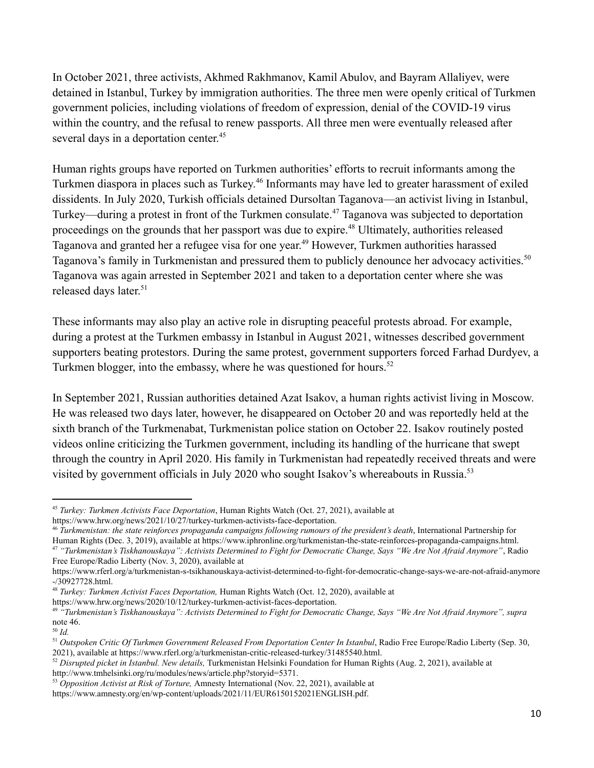In October 2021, three activists, Akhmed Rakhmanov, Kamil Abulov, and Bayram Allaliyev, were detained in Istanbul, Turkey by immigration authorities. The three men were openly critical of Turkmen government policies, including violations of freedom of expression, denial of the COVID-19 virus within the country, and the refusal to renew passports. All three men were eventually released after several days in a deportation center.[45]

Human rights groups have reported on Turkmen authorities' efforts to recruit informants among the Turkmen diaspora in places such as Turkey.[46] Informants may have led to greater harassment of exiled dissidents. In July 2020, Turkish officials detained Dursoltan Taganova—an activist living in Istanbul, Turkey—during a protest in front of the Turkmen consulate.[47] Taganova was subjected to deportation proceedings on the grounds that her passport was due to expire.[48] Ultimately, authorities released Taganova and granted her a refugee visa for one year.[49] However, Turkmen authorities harassed Taganova's family in Turkmenistan and pressured them to publicly denounce her advocacy activities.[50] Taganova was again arrested in September 2021 and taken to a deportation center where she was released days later.[51]

These informants may also play an active role in disrupting peaceful protests abroad. For example, during a protest at the Turkmen embassy in Istanbul in August 2021, witnesses described government supporters beating protestors. During the same protest, government supporters forced Farhad Durdyev, a Turkmen blogger, into the embassy, where he was questioned for hours.[52]

In September 2021, Russian authorities detained Azat Isakov, a human rights activist living in Moscow. He was released two days later, however, he disappeared on October 20 and was reportedly held at the sixth branch of the Turkmenabat, Turkmenistan police station on October 22. Isakov routinely posted videos online criticizing the Turkmen government, including its handling of the hurricane that swept through the country in April 2020. His family in Turkmenistan had repeatedly received threats and were visited by government officials in July 2020 who sought Isakov's whereabouts in Russia.[53]

---

[45] *Turkey: Turkmen Activists Face Deportation*, Human Rights Watch (Oct. 27, 2021), available at https://www.hrw.org/news/2021/10/27/turkey-turkmen-activists-face-deportation.

[46] *Turkmenistan: the state reinforces propaganda campaigns following rumours of the president's death*, International Partnership for Human Rights (Dec. 3, 2019), available at https://www.iphronline.org/turkmenistan-the-state-reinforces-propaganda-campaigns.html.

[47] *"Turkmenistan's Tiskhanouskaya": Activists Determined to Fight for Democratic Change, Says "We Are Not Afraid Anymore"*, Radio Free Europe/Radio Liberty (Nov. 3, 2020), available at https://www.rferl.org/a/turkmenistan-s-tsikhanouskaya-activist-determined-to-fight-for-democratic-change-says-we-are-not-afraid-anymore-/30927728.html.

[48] *Turkey: Turkmen Activist Faces Deportation,* Human Rights Watch (Oct. 12, 2020), available at https://www.hrw.org/news/2020/10/12/turkey-turkmen-activist-faces-deportation.

[49] *"Turkmenistan's Tiskhanouskaya": Activists Determined to Fight for Democratic Change, Says "We Are Not Afraid Anymore", supra* note 46.

[50] *Id.*

[51] *Outspoken Critic Of Turkmen Government Released From Deportation Center In Istanbul*, Radio Free Europe/Radio Liberty (Sep. 30, 2021), available at https://www.rferl.org/a/turkmenistan-critic-released-turkey/31485540.html.

[52] *Disrupted picket in Istanbul. New details,* Turkmenistan Helsinki Foundation for Human Rights (Aug. 2, 2021), available at http://www.tmhelsinki.org/ru/modules/news/article.php?storyid=5371.

[53] *Opposition Activist at Risk of Torture,* Amnesty International (Nov. 22, 2021), available at https://www.amnesty.org/en/wp-content/uploads/2021/11/EUR6150152021ENGLISH.pdf.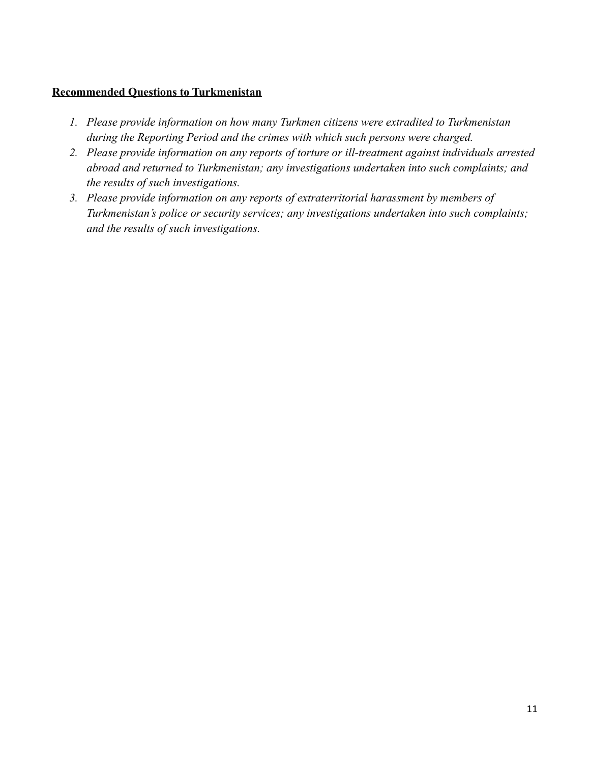**<u>Recommended Questions to Turkmenistan</u>**

1. *Please provide information on how many Turkmen citizens were extradited to Turkmenistan during the Reporting Period and the crimes with which such persons were charged.*
2. *Please provide information on any reports of torture or ill-treatment against individuals arrested abroad and returned to Turkmenistan; any investigations undertaken into such complaints; and the results of such investigations.*
3. *Please provide information on any reports of extraterritorial harassment by members of Turkmenistan's police or security services; any investigations undertaken into such complaints; and the results of such investigations.*